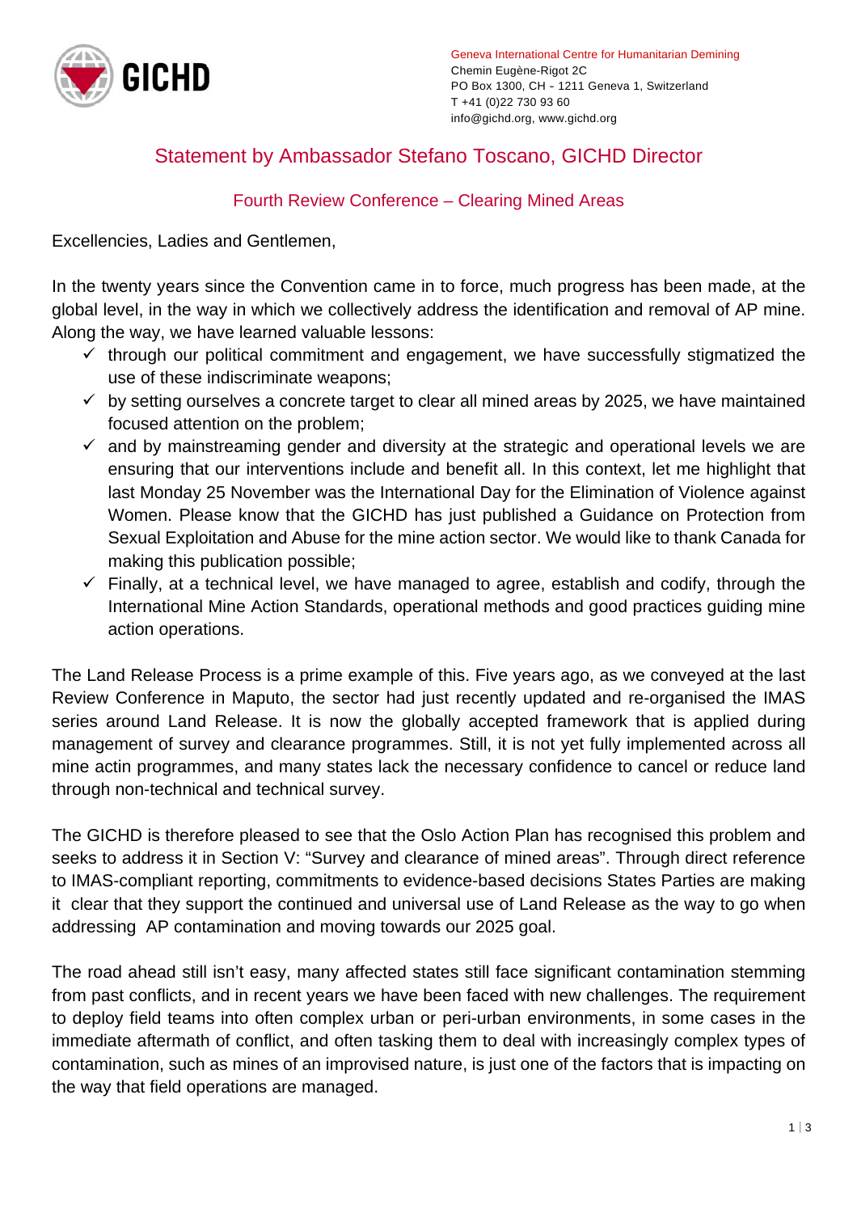GICHD

Geneva International Centre for Humanitarian Demining
Chemin Eugène-Rigot 2C
PO Box 1300, CH - 1211 Geneva 1, Switzerland
T +41 (0)22 730 93 60
info@gichd.org, www.gichd.org

# Statement by Ambassador Stefano Toscano, GICHD Director

## Fourth Review Conference – Clearing Mined Areas

Excellencies, Ladies and Gentlemen,

In the twenty years since the Convention came in to force, much progress has been made, at the global level, in the way in which we collectively address the identification and removal of AP mine. Along the way, we have learned valuable lessons:

- ✓ through our political commitment and engagement, we have successfully stigmatized the use of these indiscriminate weapons;
- ✓ by setting ourselves a concrete target to clear all mined areas by 2025, we have maintained focused attention on the problem;
- ✓ and by mainstreaming gender and diversity at the strategic and operational levels we are ensuring that our interventions include and benefit all. In this context, let me highlight that last Monday 25 November was the International Day for the Elimination of Violence against Women. Please know that the GICHD has just published a Guidance on Protection from Sexual Exploitation and Abuse for the mine action sector. We would like to thank Canada for making this publication possible;
- ✓ Finally, at a technical level, we have managed to agree, establish and codify, through the International Mine Action Standards, operational methods and good practices guiding mine action operations.

The Land Release Process is a prime example of this. Five years ago, as we conveyed at the last Review Conference in Maputo, the sector had just recently updated and re-organised the IMAS series around Land Release. It is now the globally accepted framework that is applied during management of survey and clearance programmes. Still, it is not yet fully implemented across all mine actin programmes, and many states lack the necessary confidence to cancel or reduce land through non-technical and technical survey.

The GICHD is therefore pleased to see that the Oslo Action Plan has recognised this problem and seeks to address it in Section V: “Survey and clearance of mined areas”. Through direct reference to IMAS-compliant reporting, commitments to evidence-based decisions States Parties are making it clear that they support the continued and universal use of Land Release as the way to go when addressing AP contamination and moving towards our 2025 goal.

The road ahead still isn’t easy, many affected states still face significant contamination stemming from past conflicts, and in recent years we have been faced with new challenges. The requirement to deploy field teams into often complex urban or peri-urban environments, in some cases in the immediate aftermath of conflict, and often tasking them to deal with increasingly complex types of contamination, such as mines of an improvised nature, is just one of the factors that is impacting on the way that field operations are managed.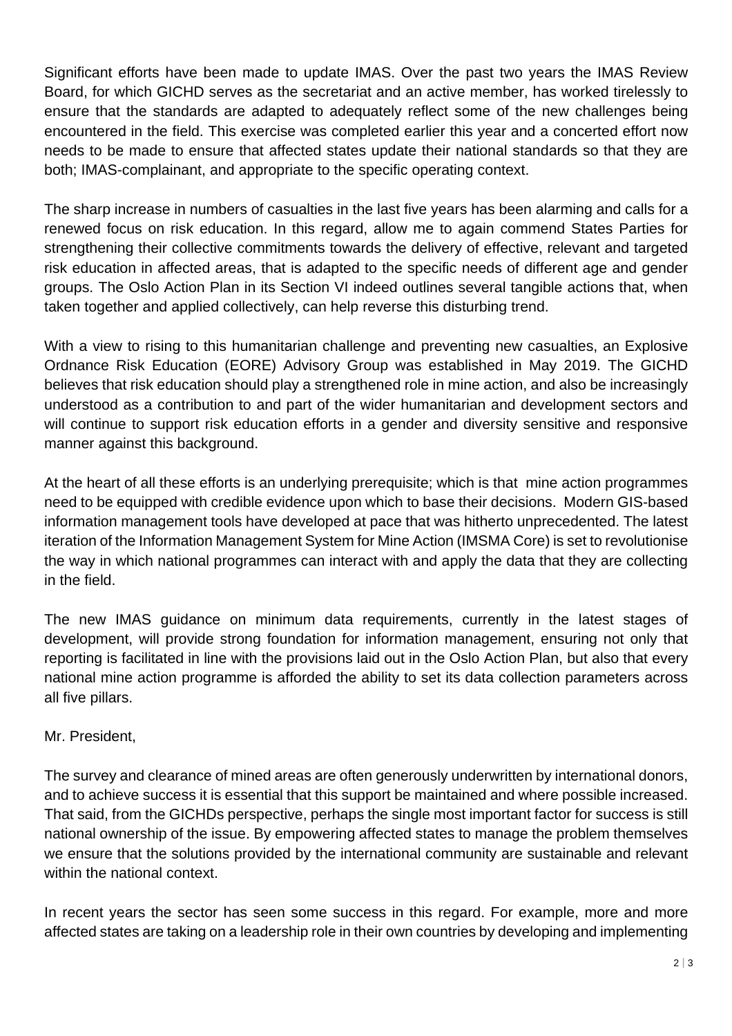Significant efforts have been made to update IMAS. Over the past two years the IMAS Review Board, for which GICHD serves as the secretariat and an active member, has worked tirelessly to ensure that the standards are adapted to adequately reflect some of the new challenges being encountered in the field. This exercise was completed earlier this year and a concerted effort now needs to be made to ensure that affected states update their national standards so that they are both; IMAS-complainant, and appropriate to the specific operating context.

The sharp increase in numbers of casualties in the last five years has been alarming and calls for a renewed focus on risk education. In this regard, allow me to again commend States Parties for strengthening their collective commitments towards the delivery of effective, relevant and targeted risk education in affected areas, that is adapted to the specific needs of different age and gender groups. The Oslo Action Plan in its Section VI indeed outlines several tangible actions that, when taken together and applied collectively, can help reverse this disturbing trend.

With a view to rising to this humanitarian challenge and preventing new casualties, an Explosive Ordnance Risk Education (EORE) Advisory Group was established in May 2019. The GICHD believes that risk education should play a strengthened role in mine action, and also be increasingly understood as a contribution to and part of the wider humanitarian and development sectors and will continue to support risk education efforts in a gender and diversity sensitive and responsive manner against this background.

At the heart of all these efforts is an underlying prerequisite; which is that mine action programmes need to be equipped with credible evidence upon which to base their decisions. Modern GIS-based information management tools have developed at pace that was hitherto unprecedented. The latest iteration of the Information Management System for Mine Action (IMSMA Core) is set to revolutionise the way in which national programmes can interact with and apply the data that they are collecting in the field.

The new IMAS guidance on minimum data requirements, currently in the latest stages of development, will provide strong foundation for information management, ensuring not only that reporting is facilitated in line with the provisions laid out in the Oslo Action Plan, but also that every national mine action programme is afforded the ability to set its data collection parameters across all five pillars.

Mr. President,

The survey and clearance of mined areas are often generously underwritten by international donors, and to achieve success it is essential that this support be maintained and where possible increased. That said, from the GICHDs perspective, perhaps the single most important factor for success is still national ownership of the issue. By empowering affected states to manage the problem themselves we ensure that the solutions provided by the international community are sustainable and relevant within the national context.

In recent years the sector has seen some success in this regard. For example, more and more affected states are taking on a leadership role in their own countries by developing and implementing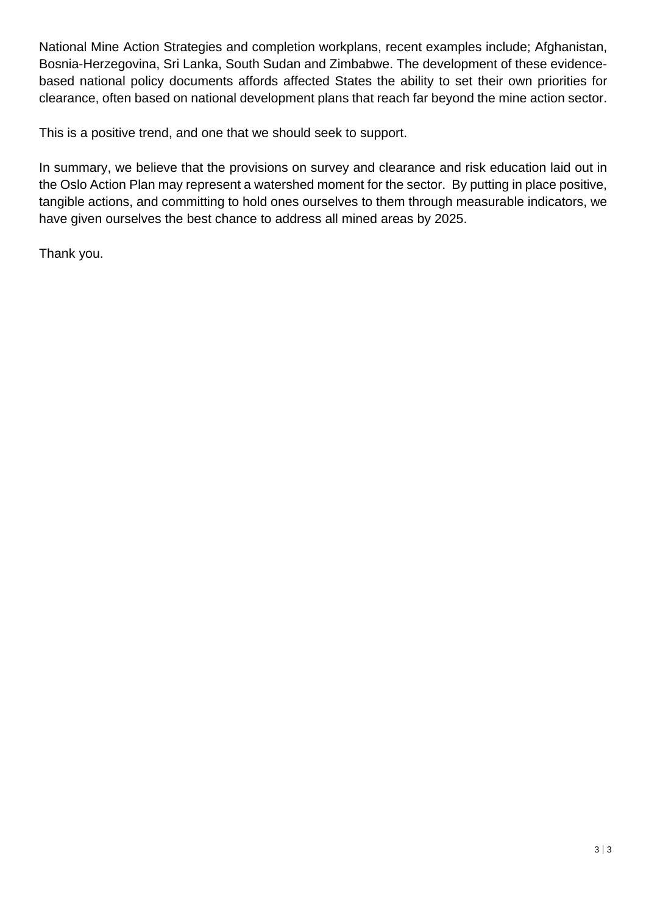National Mine Action Strategies and completion workplans, recent examples include; Afghanistan, Bosnia-Herzegovina, Sri Lanka, South Sudan and Zimbabwe. The development of these evidence-based national policy documents affords affected States the ability to set their own priorities for clearance, often based on national development plans that reach far beyond the mine action sector.

This is a positive trend, and one that we should seek to support.

In summary, we believe that the provisions on survey and clearance and risk education laid out in the Oslo Action Plan may represent a watershed moment for the sector.  By putting in place positive, tangible actions, and committing to hold ones ourselves to them through measurable indicators, we have given ourselves the best chance to address all mined areas by 2025.

Thank you.